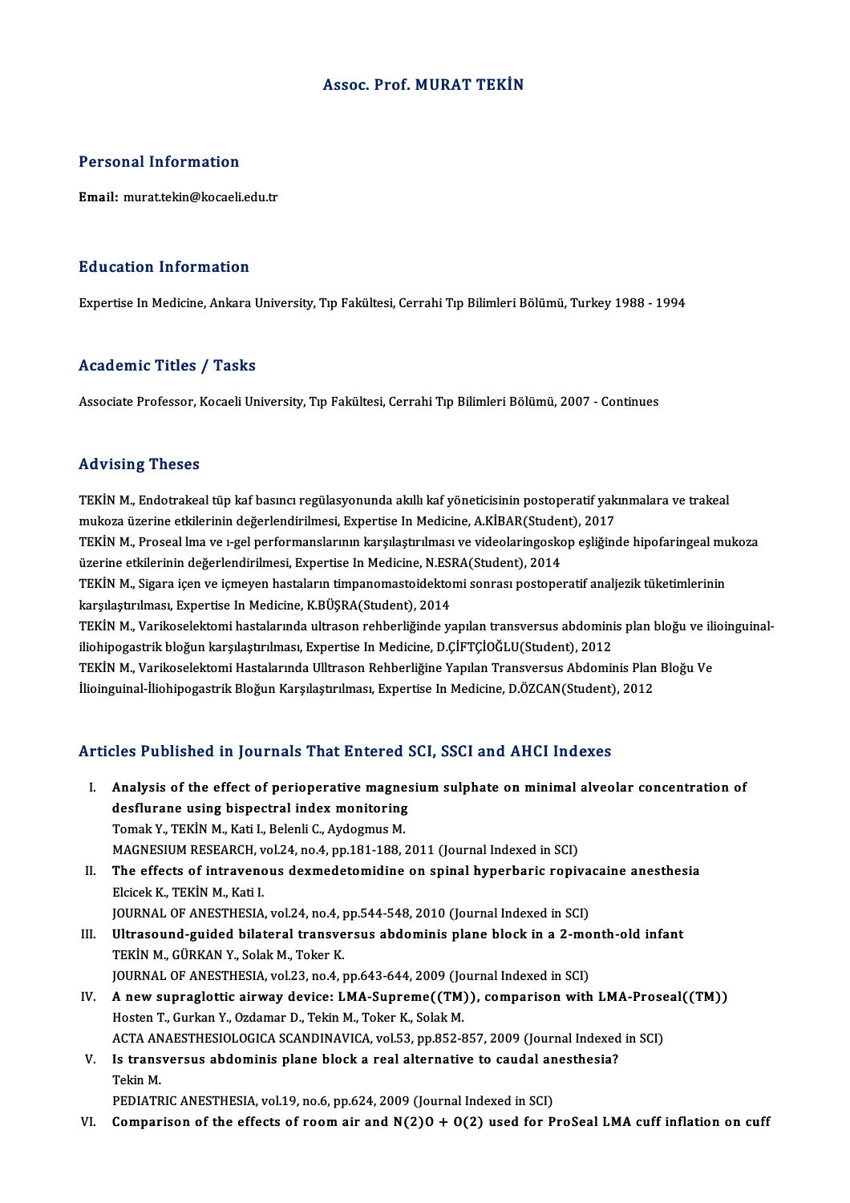# Assoc. Prof. MURAT TEKİN

## Personal Information

**Email:** murat.tekin@kocaeli.edu.tr

## Education Information

Expertise In Medicine, Ankara University, Tıp Fakültesi, Cerrahi Tıp Bilimleri Bölümü, Turkey 1988 - 1994

## Academic Titles / Tasks

Associate Professor, Kocaeli University, Tıp Fakültesi, Cerrahi Tıp Bilimleri Bölümü, 2007 - Continues

## Advising Theses

TEKİN M., Endotrakeal tüp kaf basıncı regülasyonunda akıllı kaf yöneticisinin postoperatif yakınmalara ve trakeal mukoza üzerine etkilerinin değerlendirilmesi, Expertise In Medicine, A.KİBAR(Student), 2017

TEKİN M., Proseal lma ve ı-gel performanslarının karşılaştırılması ve videolaringoskop eşliğinde hipofaringeal mukoza üzerine etkilerinin değerlendirilmesi, Expertise In Medicine, N.ESRA(Student), 2014

TEKİN M., Sigara içen ve içmeyen hastaların timpanomastoidektomi sonrası postoperatif analjezik tüketimlerinin karşılaştırılması, Expertise In Medicine, K.BÜŞRA(Student), 2014

TEKİN M., Varikoselektomi hastalarında ultrason rehberliğinde yapılan transversus abdominis plan bloğu ve ilioinguinal-iliohipogastrik bloğun karşılaştırılması, Expertise In Medicine, D.ÇİFTÇİOĞLU(Student), 2012

TEKİN M., Varikoselektomi Hastalarında Ulltrason Rehberliğine Yapılan Transversus Abdominis Plan Bloğu Ve İlioinguinal-İliohipogastrik Bloğun Karşılaştırılması, Expertise In Medicine, D.ÖZCAN(Student), 2012

## Articles Published in Journals That Entered SCI, SSCI and AHCI Indexes

I. **Analysis of the effect of perioperative magnesium sulphate on minimal alveolar concentration of desflurane using bispectral index monitoring**
Tomak Y., TEKİN M., Kati I., Belenli C., Aydogmus M.
MAGNESIUM RESEARCH, vol.24, no.4, pp.181-188, 2011 (Journal Indexed in SCI)

II. **The effects of intravenous dexmedetomidine on spinal hyperbaric ropivacaine anesthesia**
Elcicek K., TEKİN M., Kati I.
JOURNAL OF ANESTHESIA, vol.24, no.4, pp.544-548, 2010 (Journal Indexed in SCI)

III. **Ultrasound-guided bilateral transversus abdominis plane block in a 2-month-old infant**
TEKİN M., GÜRKAN Y., Solak M., Toker K.
JOURNAL OF ANESTHESIA, vol.23, no.4, pp.643-644, 2009 (Journal Indexed in SCI)

IV. **A new supraglottic airway device: LMA-Supreme((TM)), comparison with LMA-Proseal((TM))**
Hosten T., Gurkan Y., Ozdamar D., Tekin M., Toker K., Solak M.
ACTA ANAESTHESIOLOGICA SCANDINAVICA, vol.53, pp.852-857, 2009 (Journal Indexed in SCI)

V. **Is transversus abdominis plane block a real alternative to caudal anesthesia?**
Tekin M.
PEDIATRIC ANESTHESIA, vol.19, no.6, pp.624, 2009 (Journal Indexed in SCI)

VI. **Comparison of the effects of room air and $N_2O + O_2$ used for ProSeal LMA cuff inflation on cuff**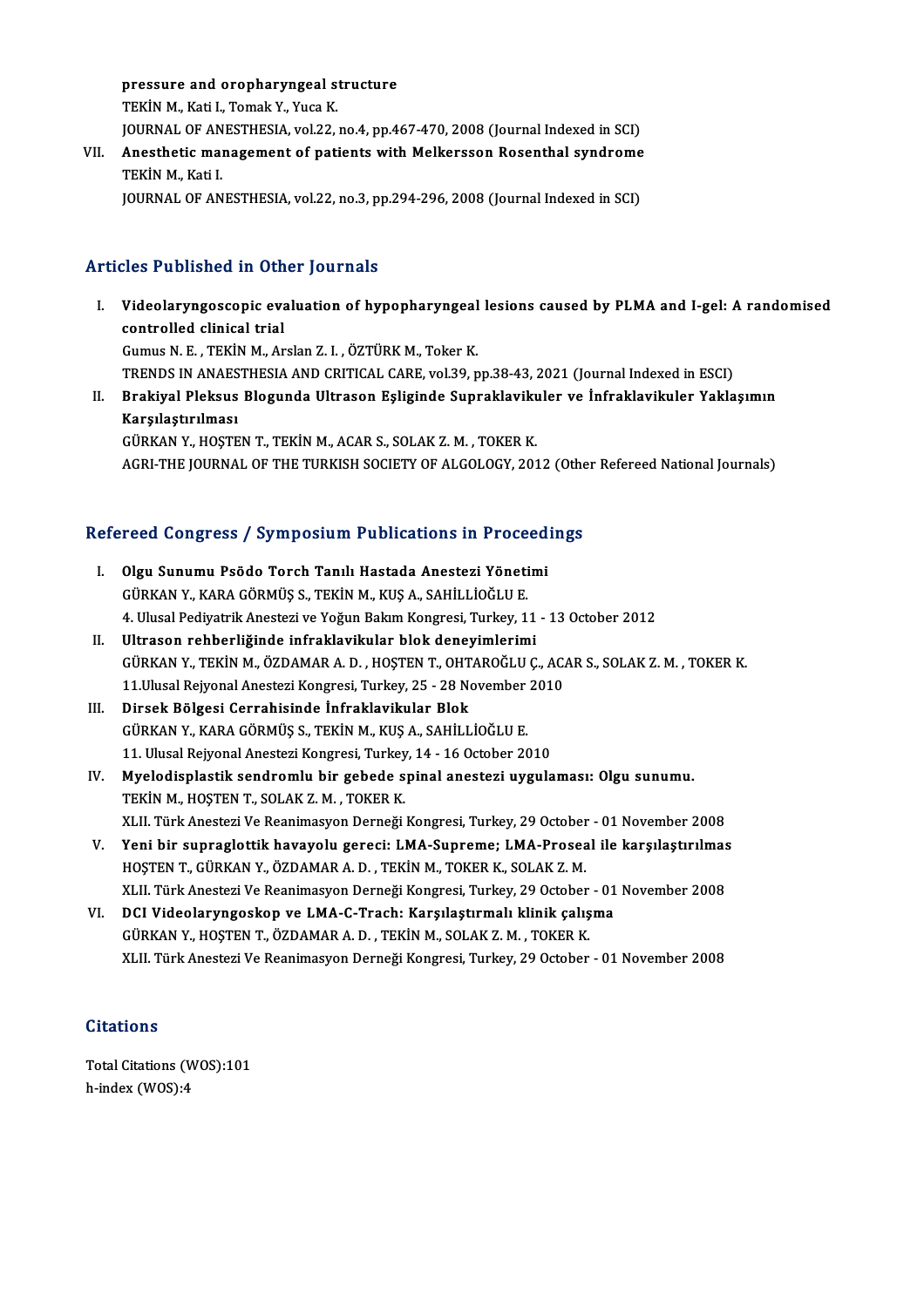pressure and oropharyngeal structure
TEKİN M., Kati I., Tomak Y., Yuca K.
JOURNAL OF ANESTHESIA, vol.22, no.4, pp.467-470, 2008 (Journal Indexed in SCI)

VII. **Anesthetic management of patients with Melkersson Rosenthal syndrome**
TEKİN M., Kati I.
JOURNAL OF ANESTHESIA, vol.22, no.3, pp.294-296, 2008 (Journal Indexed in SCI)

## Articles Published in Other Journals

I. **Videolaryngoscopic evaluation of hypopharyngeal lesions caused by PLMA and I-gel: A randomised controlled clinical trial**
Gumus N. E. , TEKİN M., Arslan Z. I. , ÖZTÜRK M., Toker K.
TRENDS IN ANAESTHESIA AND CRITICAL CARE, vol.39, pp.38-43, 2021 (Journal Indexed in ESCI)

II. **Brakiyal Pleksus Blogunda Ultrason Eşliğinde Supraklavikuler ve İnfraklavikuler Yaklaşımın Karşılaştırılması**
GÜRKAN Y., HOŞTEN T., TEKİN M., ACAR S., SOLAK Z. M. , TOKER K.
AGRI-THE JOURNAL OF THE TURKISH SOCIETY OF ALGOLOGY, 2012 (Other Refereed National Journals)

## Refereed Congress / Symposium Publications in Proceedings

I. **Olgu Sunumu Psödo Torch Tanılı Hastada Anestezi Yönetimi**
GÜRKAN Y., KARA GÖRMÜŞ S., TEKİN M., KUŞ A., SAHİLLİOĞLU E.
4. Ulusal Pediyatrik Anestezi ve Yoğun Bakım Kongresi, Turkey, 11 - 13 October 2012

II. **Ultrason rehberliğinde infraklavikular blok deneyimlerimi**
GÜRKAN Y., TEKİN M., ÖZDAMAR A. D. , HOŞTEN T., OHTAROĞLU Ç., ACAR S., SOLAK Z. M. , TOKER K.
11.Ulusal Rejyonal Anestezi Kongresi, Turkey, 25 - 28 November 2010

III. **Dirsek Bölgesi Cerrahisinde İnfraklavikular Blok**
GÜRKAN Y., KARA GÖRMÜŞ S., TEKİN M., KUŞ A., SAHİLLİOĞLU E.
11. Ulusal Rejyonal Anestezi Kongresi, Turkey, 14 - 16 October 2010

IV. **Myelodisplastik sendromlu bir gebede spinal anestezi uygulaması: Olgu sunumu.**
TEKİN M., HOŞTEN T., SOLAK Z. M. , TOKER K.
XLII. Türk Anestezi Ve Reanimasyon Derneği Kongresi, Turkey, 29 October - 01 November 2008

V. **Yeni bir supraglottik havayolu gereci: LMA-Supreme; LMA-Proseal ile karşılaştırılmas**
HOŞTEN T., GÜRKAN Y., ÖZDAMAR A. D. , TEKİN M., TOKER K., SOLAK Z. M.
XLII. Türk Anestezi Ve Reanimasyon Derneği Kongresi, Turkey, 29 October - 01 November 2008

VI. **DCI Videolaryngoskop ve LMA-C-Trach: Karşılaştırmalı klinik çalışma**
GÜRKAN Y., HOŞTEN T., ÖZDAMAR A. D. , TEKİN M., SOLAK Z. M. , TOKER K.
XLII. Türk Anestezi Ve Reanimasyon Derneği Kongresi, Turkey, 29 October - 01 November 2008

## Citations

Total Citations (WOS):101
h-index (WOS):4